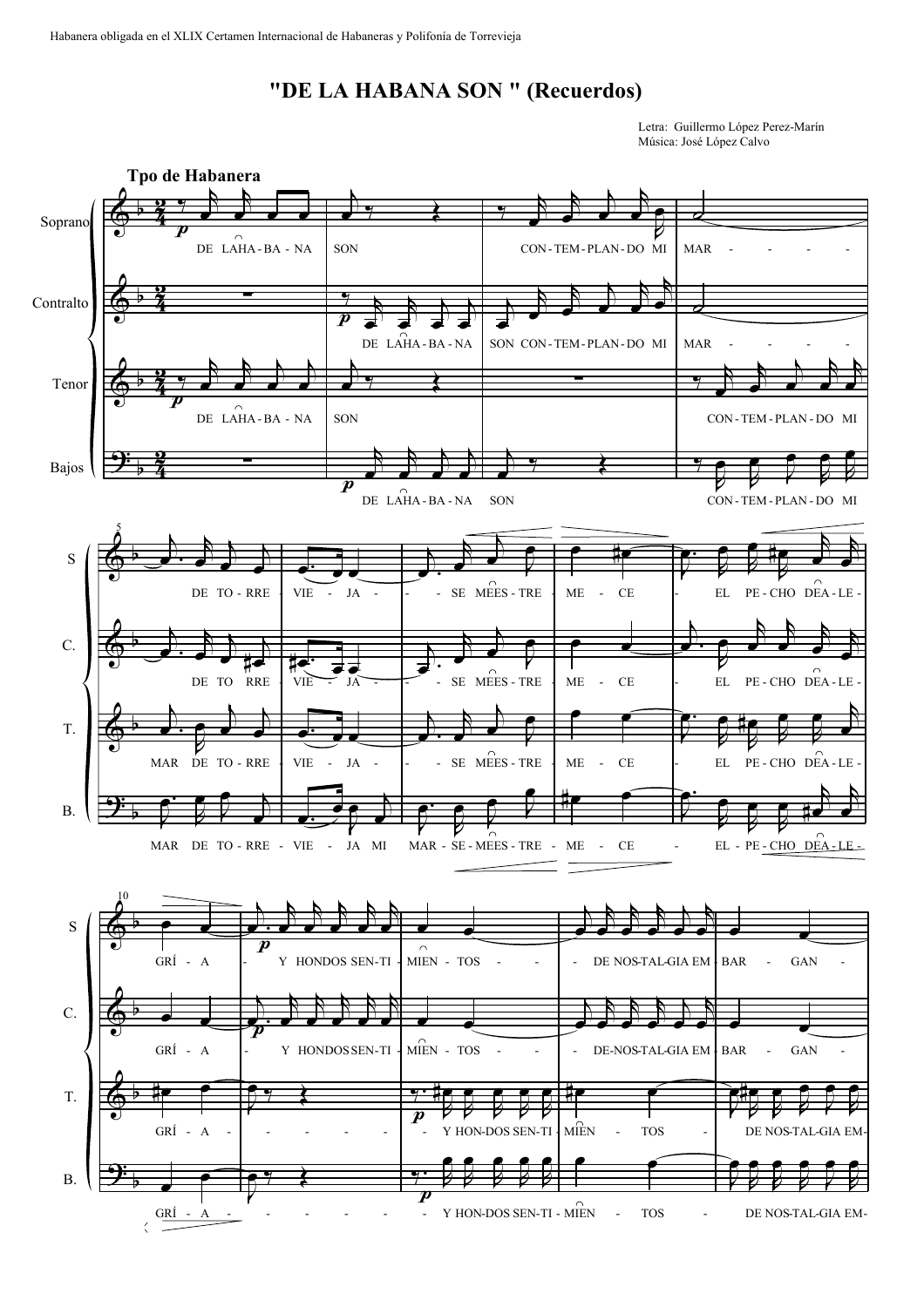Habanera obligada en el XLIX Certamen Internacional de Habaneras y Polifonía de Torrevieja

# "DE LA HABANA SON " (Recuerdos)

Letra: Guillermo López Perez-Marín
Música: José López Calvo

**Tpo de Habanera**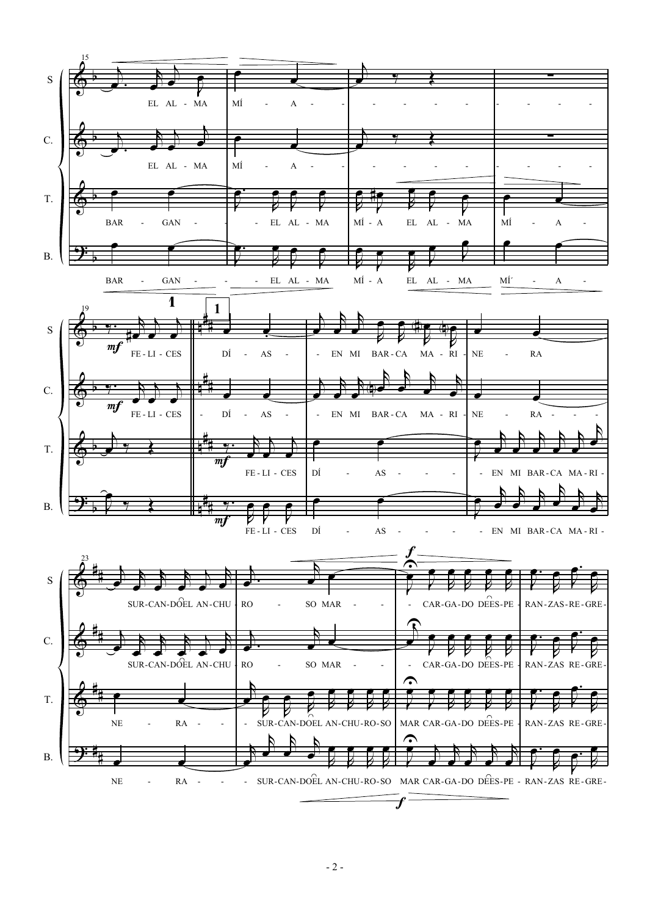S: EL AL - MA MÍ - A - - - - - - - - - - -

C.: EL AL - MA MÍ - A - - - - - - - - - - -

T.: BAR - GAN - - EL AL - MA MÍ - A EL AL - MA MÍ - A -

B.: BAR - GAN - - - EL AL - MA MÍ - A EL AL - MA MÍ - A -

**1**

S: *mf* FE - LI - CES DÍ - AS - - EN MI BAR - CA MA - RI - NE - RA

C.: *mf* FE - LI - CES - DÍ - AS - - EN MI BAR - CA MA - RI - NE - RA - - -

T.: *mf* FE - LI - CES DÍ - AS - - - - - EN MI BAR - CA MA - RI -

B.: *mf* FE - LI - CES DÍ - AS - - - - - EN MI BAR - CA MA - RI -

S: SUR - CAN - DO EL AN - CHU - RO - SO MAR - - - *f* CAR - GA - DO DE ES - PE - RAN - ZAS - RE - GRE -

C.: SUR - CAN - DO EL AN - CHU - RO - SO MAR - - - CAR - GA - DO DE ES - PE - RAN - ZAS RE - GRE -

T.: NE - RA - - - SUR - CAN - DO EL AN - CHU - RO - SO MAR CAR - GA - DO DE ES - PE - RAN - ZAS RE - GRE -

B.: NE - RA - - - SUR - CAN - DO EL AN - CHU - RO - SO MAR CAR - GA - DO DE ES - PE - RAN - ZAS RE - GRE - *f*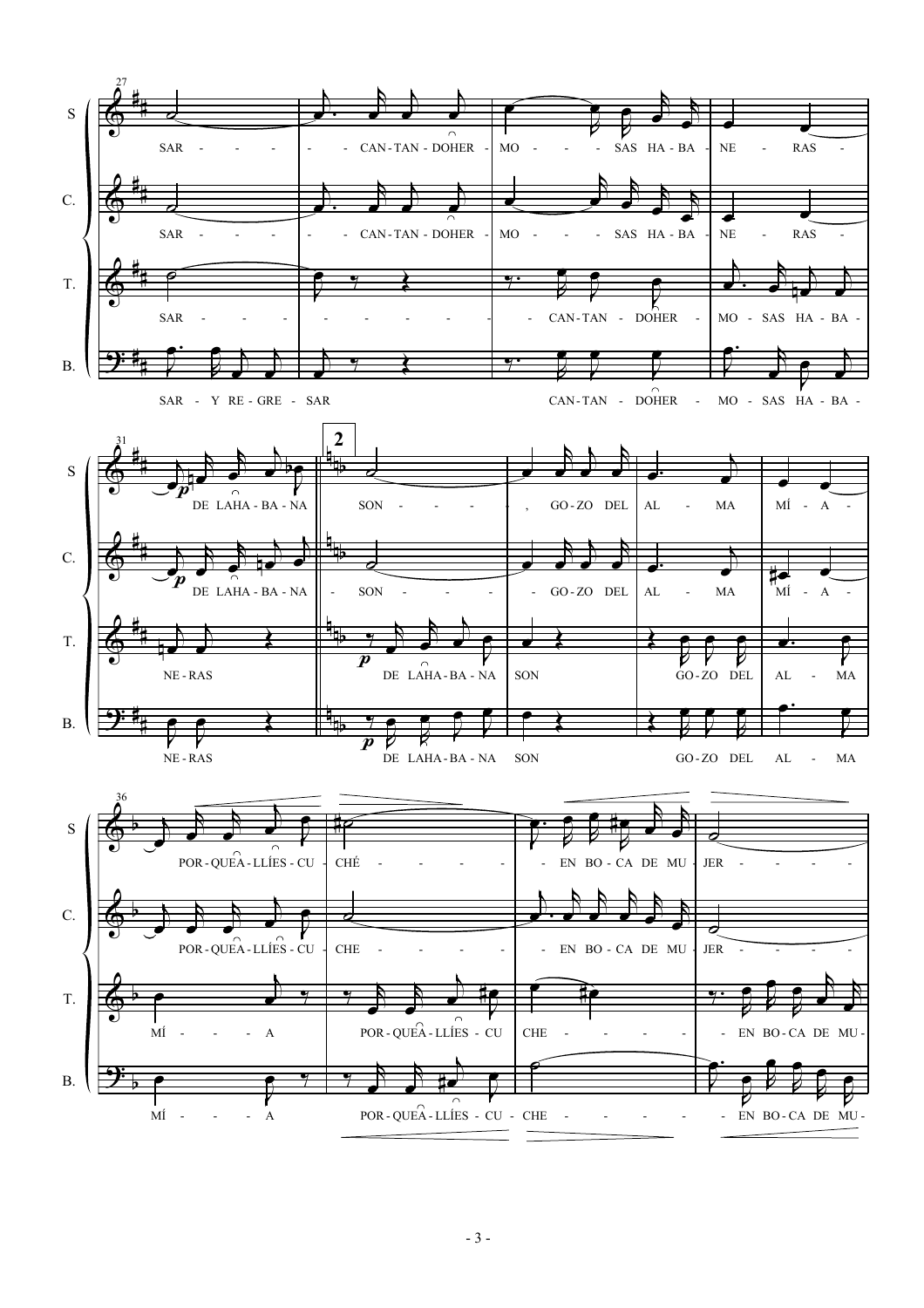**27**

S: SAR - - - - - - CAN-TAN - DOHER - MO - - - SAS HA - BA - NE - RAS -

C.: SAR - - - - - - CAN-TAN - DOHER - MO - - - SAS HA - BA - NE - RAS -

T.: SAR - - - - - - - - - - - CAN-TAN - DOHER - MO - SAS HA - BA -

B.: SAR - Y RE - GRE - SAR CAN-TAN - DOHER - MO - SAS HA - BA -

**31**

**2**

S: *p* DE LAHA - BA - NA SON - - - - , GO - ZO DEL AL - MA MÍ - A -

C.: *p* DE LAHA - BA - NA - SON - - - - - GO - ZO DEL AL - MA MÍ - A -

T.: NE - RAS *p* DE LAHA - BA - NA SON GO - ZO DEL AL - MA

B.: NE - RAS *p* DE LAHA - BA - NA SON GO - ZO DEL AL - MA

**36**

S: POR - QUEA - LLÍES - CU - CHÉ - - - - - EN BO - CA DE MU - JER - - - - -

C.: POR - QUEA - LLÍES - CU - CHE - - - - - EN BO - CA DE MU - JER - - - - -

T.: MÍ - - - A POR - QUEA - LLÍES - CU CHE - - - - - EN BO - CA DE MU -

B.: MÍ - - - A POR - QUEA - LLÍES - CU - CHE - - - - - EN BO - CA DE MU -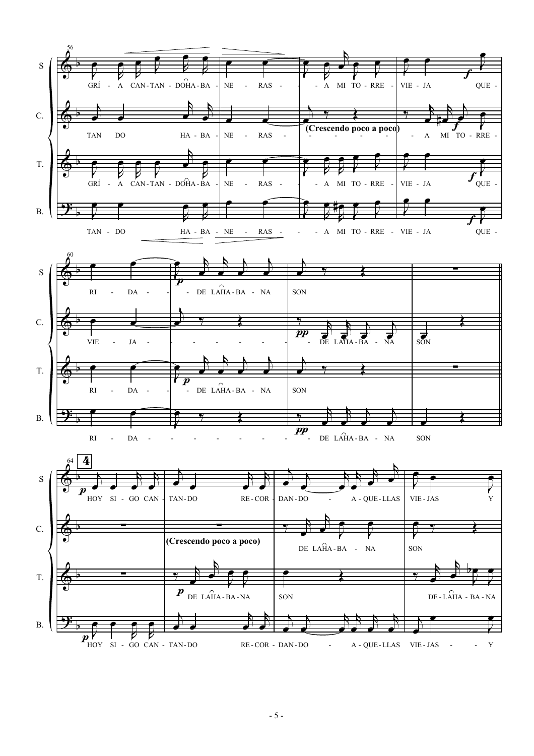**56**

S: GRÍ - A CAN-TAN - DO HA-BA - NE - RAS - - A MI TO - RRE - VIE - JA QUE -

C: TAN DO HA - BA - NE - RAS - - - - - - - - A MI TO - RRE -

(Crescendo poco a poco)

T: GRÍ - A CAN-TAN - DO HA-BA - NE - RAS - - A MI TO - RRE - VIE - JA QUE -

B: TAN - DO HA - BA - NE - RAS - - - A MI TO - RRE - VIE - JA QUE -

**60**

S: RI - DA - - DE LA HA - BA - NA SON

C: VIE - JA - - - - - - - - - DE LA HA - BA - NA SON

T: RI - DA - - DE LA HA - BA - NA SON

B: RI - DA - - - - - - - - - - DE LA HA - BA - NA SON

**64** **4**

S: HOY SI - GO CAN - TAN-DO RE - COR - DAN-DO - A - QUE-LLAS VIE - JAS Y

C: DE LA HA - BA - NA SON

(Crescendo poco a poco)

T: DE LA HA - BA - NA SON DE - LA HA - BA - NA

B: HOY SI - GO CAN - TAN-DO RE - COR - DAN-DO - A - QUE-LLAS VIE - JAS - - Y